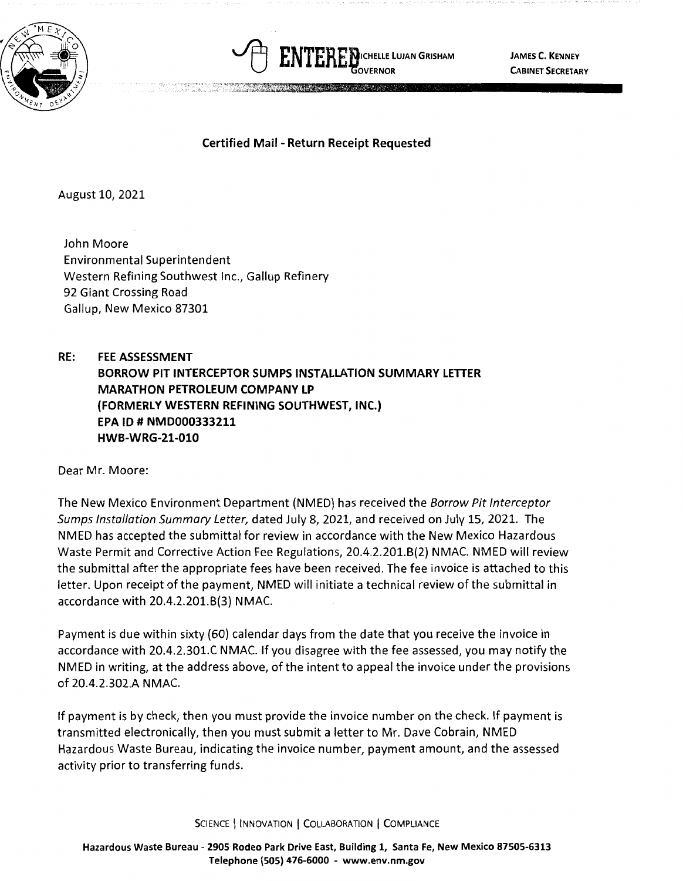ENTERED MICHELLE LUJAN GRISHAM
GOVERNOR

JAMES C. KENNEY
CABINET SECRETARY

**Certified Mail - Return Receipt Requested**

August 10, 2021

John Moore
Environmental Superintendent
Western Refining Southwest Inc., Gallup Refinery
92 Giant Crossing Road
Gallup, New Mexico 87301

**RE: FEE ASSESSMENT**
**BORROW PIT INTERCEPTOR SUMPS INSTALLATION SUMMARY LETTER**
**MARATHON PETROLEUM COMPANY LP**
**(FORMERLY WESTERN REFINING SOUTHWEST, INC.)**
**EPA ID # NMD000333211**
**HWB-WRG-21-010**

Dear Mr. Moore:

The New Mexico Environment Department (NMED) has received the *Borrow Pit Interceptor Sumps Installation Summary Letter*, dated July 8, 2021, and received on July 15, 2021. The NMED has accepted the submittal for review in accordance with the New Mexico Hazardous Waste Permit and Corrective Action Fee Regulations, 20.4.2.201.B(2) NMAC. NMED will review the submittal after the appropriate fees have been received. The fee invoice is attached to this letter. Upon receipt of the payment, NMED will initiate a technical review of the submittal in accordance with 20.4.2.201.B(3) NMAC.

Payment is due within sixty (60) calendar days from the date that you receive the invoice in accordance with 20.4.2.301.C NMAC. If you disagree with the fee assessed, you may notify the NMED in writing, at the address above, of the intent to appeal the invoice under the provisions of 20.4.2.302.A NMAC.

If payment is by check, then you must provide the invoice number on the check. If payment is transmitted electronically, then you must submit a letter to Mr. Dave Cobrain, NMED Hazardous Waste Bureau, indicating the invoice number, payment amount, and the assessed activity prior to transferring funds.

SCIENCE | INNOVATION | COLLABORATION | COMPLIANCE

**Hazardous Waste Bureau - 2905 Rodeo Park Drive East, Building 1, Santa Fe, New Mexico 87505-6313**
**Telephone (505) 476-6000 - www.env.nm.gov**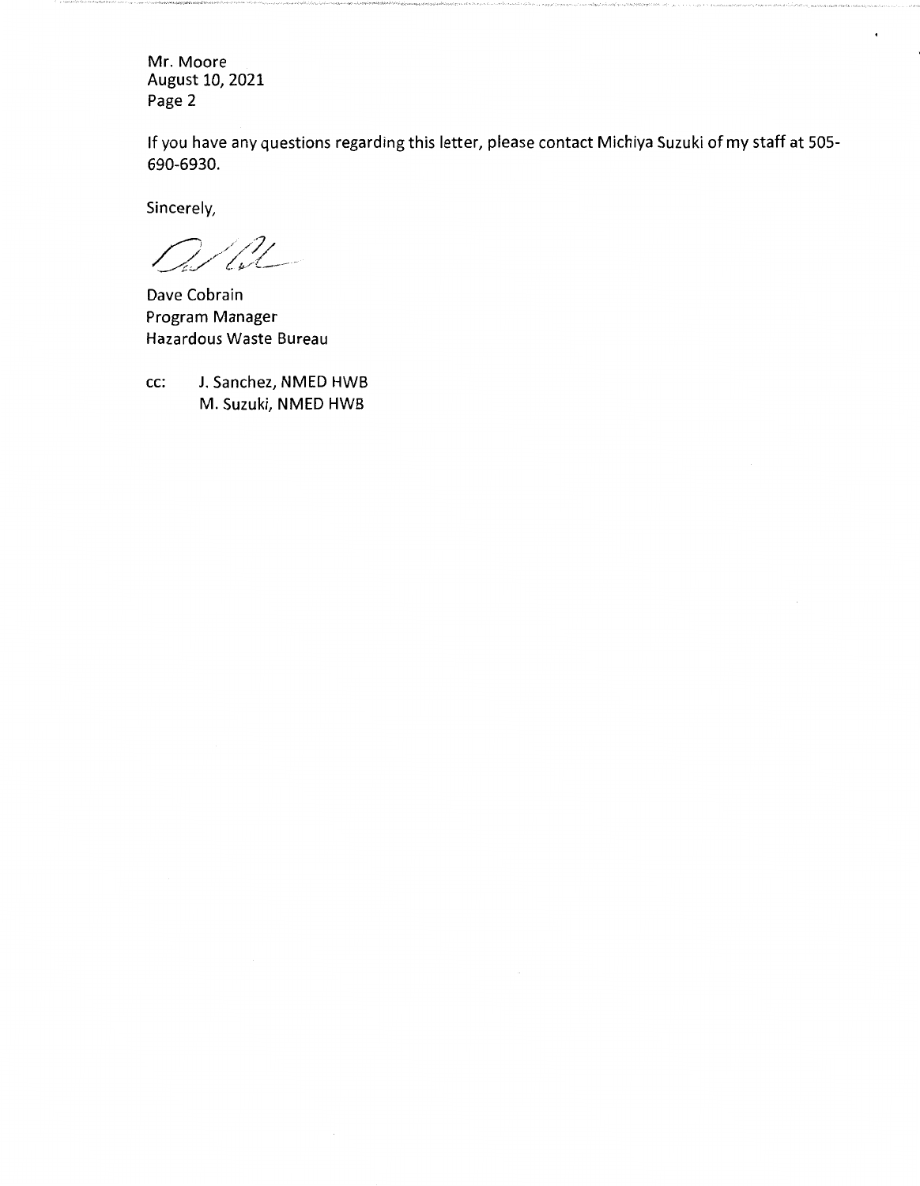If you have any questions regarding this letter, please contact Michiya Suzuki of my staff at 505-690-6930.

Sincerely,

Dave Cobrain
Program Manager
Hazardous Waste Bureau

cc: J. Sanchez, NMED HWB
M. Suzuki, NMED HWB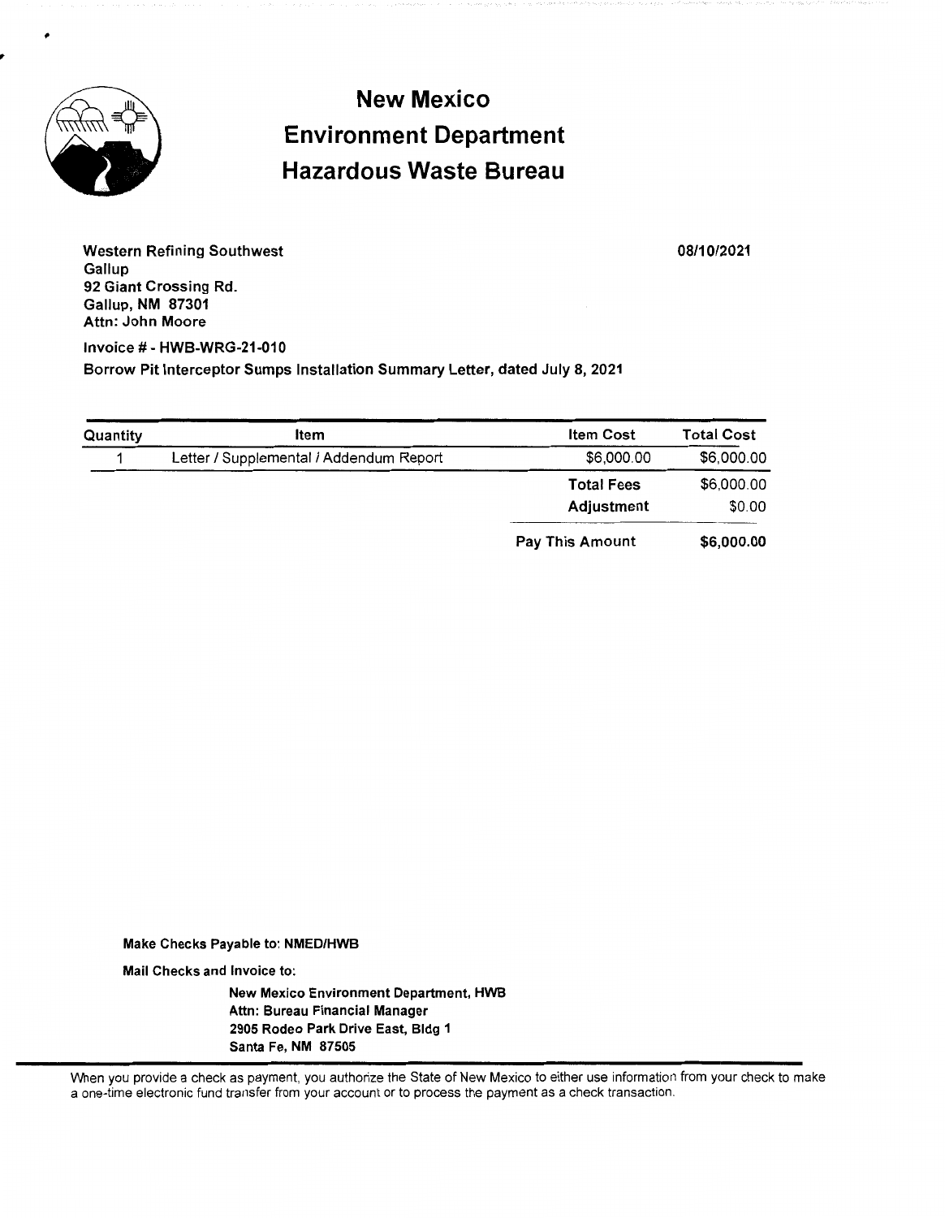# New Mexico Environment Department Hazardous Waste Bureau

**Western Refining Southwest**
**Gallup**
**92 Giant Crossing Rd.**
**Gallup, NM 87301**
**Attn: John Moore**

**08/10/2021**

**Invoice # - HWB-WRG-21-010**

**Borrow Pit Interceptor Sumps Installation Summary Letter, dated July 8, 2021**

| Quantity | Item | Item Cost | Total Cost |
|---|---|---|---|
| 1 | Letter / Supplemental / Addendum Report | $6,000.00 | $6,000.00 |
| | | **Total Fees** | $6,000.00 |
| | | **Adjustment** | $0.00 |
| | | **Pay This Amount** | **$6,000.00** |

**Make Checks Payable to: NMED/HWB**

**Mail Checks and Invoice to:**

**New Mexico Environment Department, HWB**
**Attn: Bureau Financial Manager**
**2905 Rodeo Park Drive East, Bldg 1**
**Santa Fe, NM 87505**

When you provide a check as payment, you authorize the State of New Mexico to either use information from your check to make a one-time electronic fund transfer from your account or to process the payment as a check transaction.